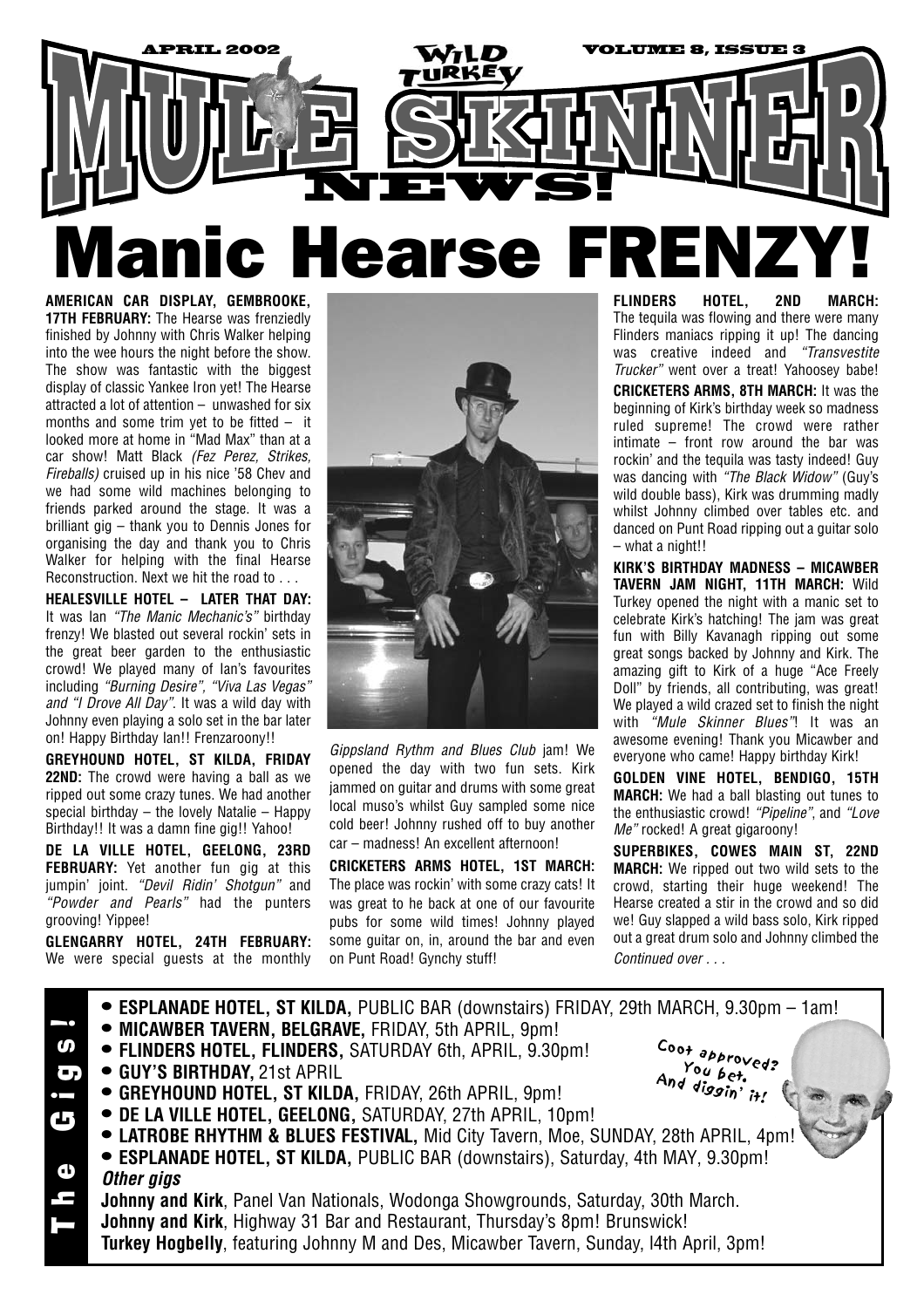APRIL 2002 — VOLUME 8, ISSUE 3

# WILD TURKEY MULE SKINNER NEWS!

# Manic Hearse FRENZY!

**AMERICAN CAR DISPLAY, GEMBROOKE, 17TH FEBRUARY:** The Hearse was frenziedly finished by Johnny with Chris Walker helping into the wee hours the night before the show. The show was fantastic with the biggest display of classic Yankee Iron yet! The Hearse attracted a lot of attention – unwashed for six months and some trim yet to be fitted – it looked more at home in "Mad Max" than at a car show! Matt Black *(Fez Perez, Strikes, Fireballs)* cruised up in his nice '58 Chev and we had some wild machines belonging to friends parked around the stage. It was a brilliant gig – thank you to Dennis Jones for organising the day and thank you to Chris Walker for helping with the final Hearse Reconstruction. Next we hit the road to . . .

**HEALESVILLE HOTEL – LATER THAT DAY:** It was Ian *"The Manic Mechanic's"* birthday frenzy! We blasted out several rockin' sets in the great beer garden to the enthusiastic crowd! We played many of Ian's favourites including *"Burning Desire", "Viva Las Vegas" and "I Drove All Day"*. It was a wild day with Johnny even playing a solo set in the bar later on! Happy Birthday Ian!! Frenzaroony!!

**GREYHOUND HOTEL, ST KILDA, FRIDAY 22ND:** The crowd were having a ball as we ripped out some crazy tunes. We had another special birthday – the lovely Natalie – Happy Birthday!! It was a damn fine gig!! Yahoo!

**DE LA VILLE HOTEL, GEELONG, 23RD FEBRUARY:** Yet another fun gig at this jumpin' joint. *"Devil Ridin' Shotgun"* and *"Powder and Pearls"* had the punters grooving! Yippee!

**GLENGARRY HOTEL, 24TH FEBRUARY:** We were special guests at the monthly *Gippsland Rythm and Blues Club* jam! We opened the day with two fun sets. Kirk jammed on guitar and drums with some great local muso's whilst Guy sampled some nice cold beer! Johnny rushed off to buy another car – madness! An excellent afternoon!

**CRICKETERS ARMS HOTEL, 1ST MARCH:** The place was rockin' with some crazy cats! It was great to he back at one of our favourite pubs for some wild times! Johnny played some guitar on, in, around the bar and even on Punt Road! Gynchy stuff!

**FLINDERS HOTEL, 2ND MARCH:** The tequila was flowing and there were many Flinders maniacs ripping it up! The dancing was creative indeed and *"Transvestite Trucker"* went over a treat! Yahoosey babe!

**CRICKETERS ARMS, 8TH MARCH:** It was the beginning of Kirk's birthday week so madness ruled supreme! The crowd were rather intimate – front row around the bar was rockin' and the tequila was tasty indeed! Guy was dancing with *"The Black Widow"* (Guy's wild double bass), Kirk was drumming madly whilst Johnny climbed over tables etc. and danced on Punt Road ripping out a guitar solo – what a night!!

**KIRK'S BIRTHDAY MADNESS – MICAWBER TAVERN JAM NIGHT, 11TH MARCH:** Wild Turkey opened the night with a manic set to celebrate Kirk's hatching! The jam was great fun with Billy Kavanagh ripping out some great songs backed by Johnny and Kirk. The amazing gift to Kirk of a huge "Ace Freely Doll" by friends, all contributing, was great! We played a wild crazed set to finish the night with *"Mule Skinner Blues"*! It was an awesome evening! Thank you Micawber and everyone who came! Happy birthday Kirk!

**GOLDEN VINE HOTEL, BENDIGO, 15TH MARCH:** We had a ball blasting out tunes to the enthusiastic crowd! *"Pipeline"*, and *"Love Me"* rocked! A great gigaroony!

**SUPERBIKES, COWES MAIN ST, 22ND MARCH:** We ripped out two wild sets to the crowd, starting their huge weekend! The Hearse created a stir in the crowd and so did we! Guy slapped a wild bass solo, Kirk ripped out a great drum solo and Johnny climbed the

*Continued over . . .*

## The Gigs!

- **ESPLANADE HOTEL, ST KILDA,** PUBLIC BAR (downstairs) FRIDAY, 29th MARCH, 9.30pm – 1am!
- **MICAWBER TAVERN, BELGRAVE,** FRIDAY, 5th APRIL, 9pm!
- **FLINDERS HOTEL, FLINDERS,** SATURDAY 6th, APRIL, 9.30pm!
- **GUY'S BIRTHDAY,** 21st APRIL
- **GREYHOUND HOTEL, ST KILDA,** FRIDAY, 26th APRIL, 9pm!
- **DE LA VILLE HOTEL, GEELONG,** SATURDAY, 27th APRIL, 10pm!
- **LATROBE RHYTHM & BLUES FESTIVAL,** Mid City Tavern, Moe, SUNDAY, 28th APRIL, 4pm!
- **ESPLANADE HOTEL, ST KILDA,** PUBLIC BAR (downstairs), Saturday, 4th MAY, 9.30pm!

Coot approved? You bet. And diggin' it!

***Other gigs***

**Johnny and Kirk**, Panel Van Nationals, Wodonga Showgrounds, Saturday, 30th March.

**Johnny and Kirk**, Highway 31 Bar and Restaurant, Thursday's 8pm! Brunswick!

**Turkey Hogbelly**, featuring Johnny M and Des, Micawber Tavern, Sunday, l4th April, 3pm!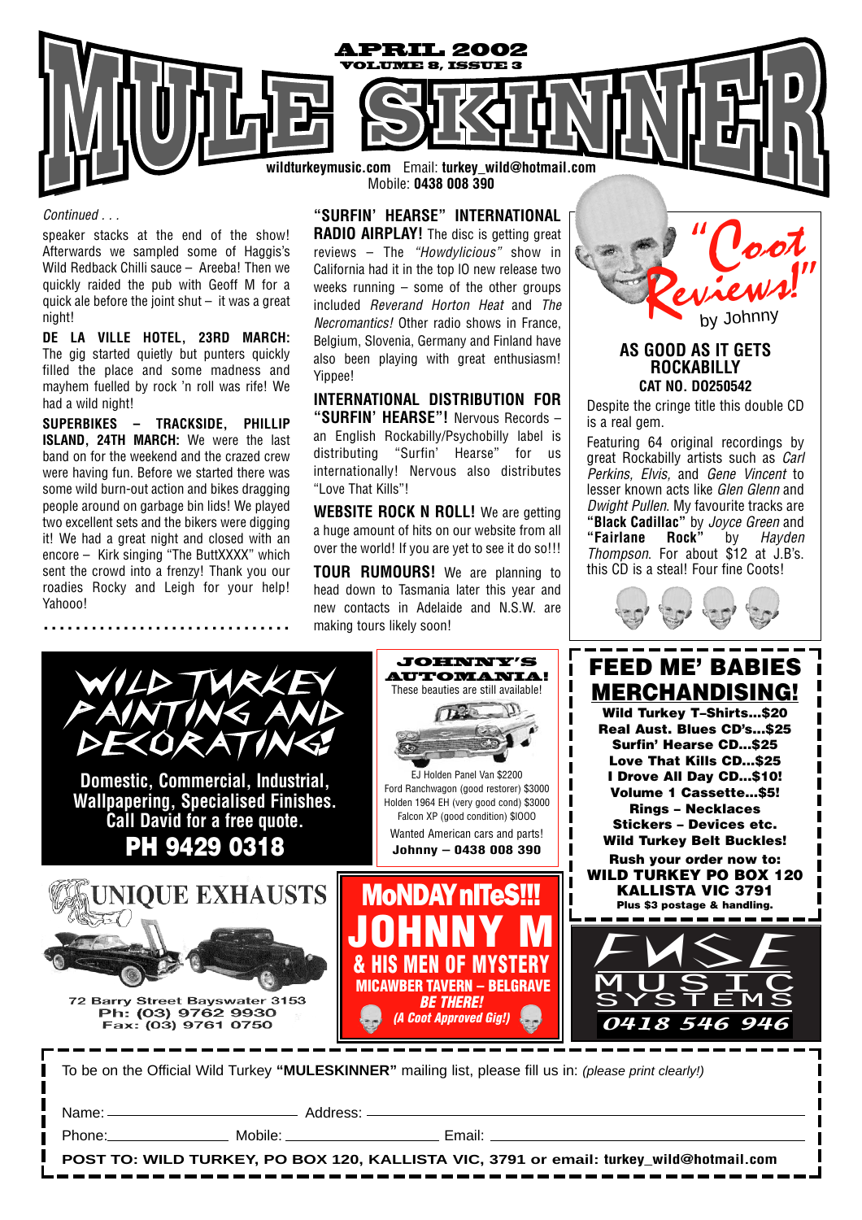# MULESKINNER

APRIL 2002
VOLUME 8, ISSUE 3

**wildturkeymusic.com** Email: **turkey_wild@hotmail.com**
Mobile: **0438 008 390**

*Continued . . .*

speaker stacks at the end of the show! Afterwards we sampled some of Haggis's Wild Redback Chilli sauce – Areeba! Then we quickly raided the pub with Geoff M for a quick ale before the joint shut – it was a great night!

**DE LA VILLE HOTEL, 23RD MARCH:** The gig started quietly but punters quickly filled the place and some madness and mayhem fuelled by rock 'n roll was rife! We had a wild night!

**SUPERBIKES – TRACKSIDE, PHILLIP ISLAND, 24TH MARCH:** We were the last band on for the weekend and the crazed crew were having fun. Before we started there was some wild burn-out action and bikes dragging people around on garbage bin lids! We played two excellent sets and the bikers were digging it! We had a great night and closed with an encore – Kirk singing "The ButtXXXX" which sent the crowd into a frenzy! Thank you our roadies Rocky and Leigh for your help! Yahooo!

**"SURFIN' HEARSE" INTERNATIONAL RADIO AIRPLAY!** The disc is getting great reviews – The *"Howdylicious"* show in California had it in the top 10 new release two weeks running – some of the other groups included *Reverand Horton Heat* and *The Necromantics!* Other radio shows in France, Belgium, Slovenia, Germany and Finland have also been playing with great enthusiasm! Yippee!

**INTERNATIONAL DISTRIBUTION FOR "SURFIN' HEARSE"!** Nervous Records – an English Rockabilly/Psychobilly label is distributing "Surfin' Hearse" for us internationally! Nervous also distributes "Love That Kills"!

**WEBSITE ROCK N ROLL!** We are getting a huge amount of hits on our website from all over the world! If you are yet to see it do so!!!

**TOUR RUMOURS!** We are planning to head down to Tasmania later this year and new contacts in Adelaide and N.S.W. are making tours likely soon!

## "Coot Reviews!" by Johnny

### AS GOOD AS IT GETS ROCKABILLY
**CAT NO. D0250642**

Despite the cringe title this double CD is a real gem.

Featuring 64 original recordings by great Rockabilly artists such as *Carl Perkins, Elvis,* and *Gene Vincent* to lesser known acts like *Glen Glenn* and *Dwight Pullen*. My favourite tracks are **"Black Cadillac"** by *Joyce Green* and **"Fairlane Rock"** by *Hayden Thompson*. For about $12 at J.B's. this CD is a steal! Four fine Coots!

## WILD TURKEY PAINTING AND DECORATING!

**Domestic, Commercial, Industrial, Wallpapering, Specialised Finishes. Call David for a free quote.**
**PH 9429 0318**

## JOHNNY'S AUTOMANIA!

These beauties are still available!

EJ Holden Panel Van $2200
Ford Ranchwagon (good restorer) $3000
Holden 1964 EH (very good cond) $3000
Falcon XP (good condition) $1000

Wanted American cars and parts!
**Johnny – 0438 008 390**

## FEED ME' BABIES MERCHANDISING!

**Wild Turkey T–Shirts...$20**
**Real Aust. Blues CD's...$25**
**Surfin' Hearse CD...$25**
**Love That Kills CD...$25**
**I Drove All Day CD...$10!**
**Volume 1 Cassette...$5!**
**Rings – Necklaces**
**Stickers – Devices etc.**
**Wild Turkey Belt Buckles!**

**Rush your order now to:**
**WILD TURKEY PO BOX 120**
**KALLISTA VIC 3791**
**Plus $3 postage & handling.**

## UNIQUE EXHAUSTS

72 Barry Street Bayswater 3153
Ph: (03) 9762 9930
Fax: (03) 9761 0750

## MoNDAY nITeS!!!
## JOHNNY M
### & HIS MEN OF MYSTERY

**MICAWBER TAVERN – BELGRAVE**
***BE THERE!***
***(A Coot Approved Gig!)***

## FUSE MUSIC SYSTEMS
**0418 546 946**

To be on the Official Wild Turkey **"MULESKINNER"** mailing list, please fill us in: *(please print clearly!)*

Name: ______________ Address: ______________

Phone: ______________ Mobile: ______________ Email: ______________

**POST TO: WILD TURKEY, PO BOX 120, KALLISTA VIC, 3791 or email: turkey_wild@hotmail.com**